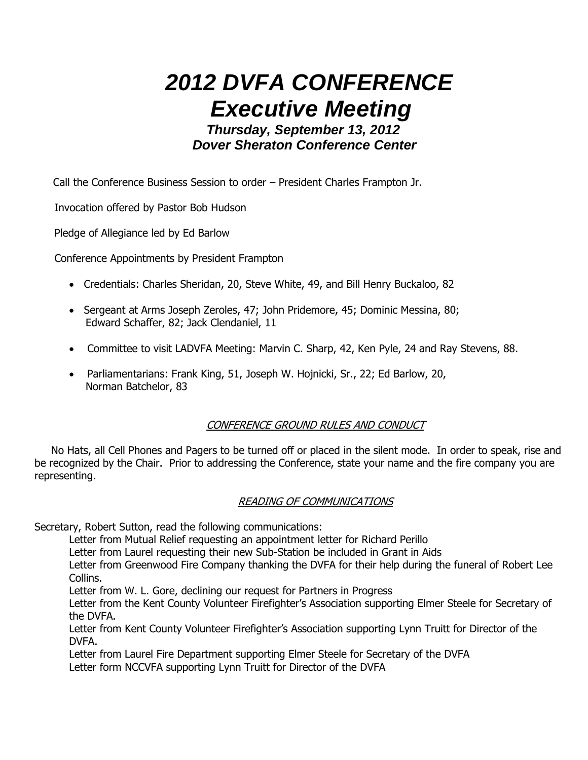# *2012 DVFA CONFERENCE*
# *Executive Meeting*

***Thursday, September 13, 2012***
***Dover Sheraton Conference Center***

Call the Conference Business Session to order – President Charles Frampton Jr.

Invocation offered by Pastor Bob Hudson

Pledge of Allegiance led by Ed Barlow

Conference Appointments by President Frampton

- Credentials: Charles Sheridan, 20, Steve White, 49, and Bill Henry Buckaloo, 82
- Sergeant at Arms Joseph Zeroles, 47; John Pridemore, 45; Dominic Messina, 80; Edward Schaffer, 82; Jack Clendaniel, 11
- Committee to visit LADVFA Meeting: Marvin C. Sharp, 42, Ken Pyle, 24 and Ray Stevens, 88.
- Parliamentarians: Frank King, 51, Joseph W. Hojnicki, Sr., 22; Ed Barlow, 20, Norman Batchelor, 83

## CONFERENCE GROUND RULES AND CONDUCT

No Hats, all Cell Phones and Pagers to be turned off or placed in the silent mode. In order to speak, rise and be recognized by the Chair. Prior to addressing the Conference, state your name and the fire company you are representing.

## READING OF COMMUNICATIONS

Secretary, Robert Sutton, read the following communications:

Letter from Mutual Relief requesting an appointment letter for Richard Perillo

Letter from Laurel requesting their new Sub-Station be included in Grant in Aids

Letter from Greenwood Fire Company thanking the DVFA for their help during the funeral of Robert Lee Collins.

Letter from W. L. Gore, declining our request for Partners in Progress

Letter from the Kent County Volunteer Firefighter's Association supporting Elmer Steele for Secretary of the DVFA.

Letter from Kent County Volunteer Firefighter's Association supporting Lynn Truitt for Director of the DVFA.

Letter from Laurel Fire Department supporting Elmer Steele for Secretary of the DVFA

Letter form NCCVFA supporting Lynn Truitt for Director of the DVFA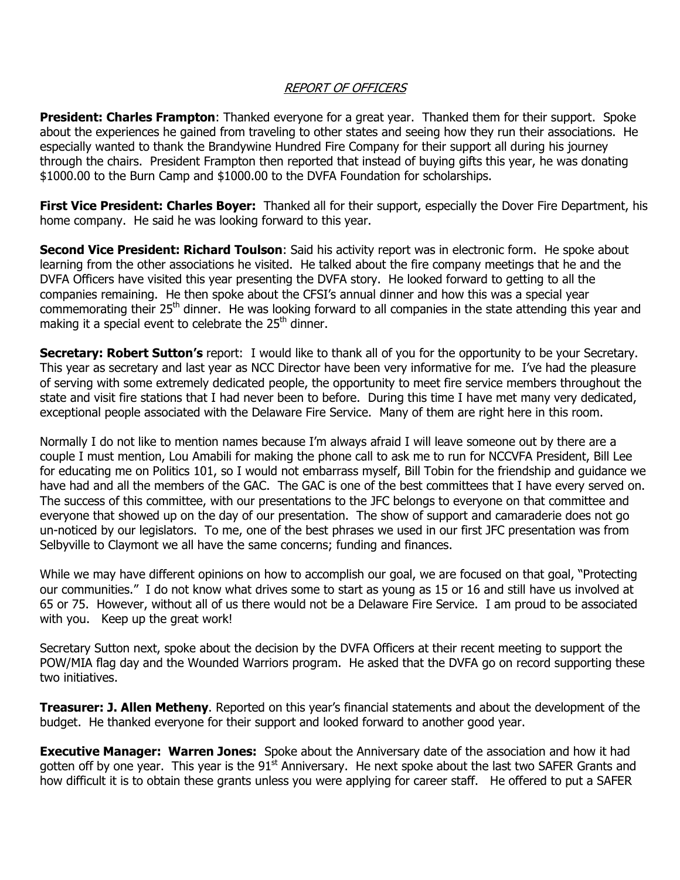## *REPORT OF OFFICERS*

**President: Charles Frampton**: Thanked everyone for a great year. Thanked them for their support. Spoke about the experiences he gained from traveling to other states and seeing how they run their associations. He especially wanted to thank the Brandywine Hundred Fire Company for their support all during his journey through the chairs. President Frampton then reported that instead of buying gifts this year, he was donating $1000.00 to the Burn Camp and $1000.00 to the DVFA Foundation for scholarships.

**First Vice President: Charles Boyer:** Thanked all for their support, especially the Dover Fire Department, his home company. He said he was looking forward to this year.

**Second Vice President: Richard Toulson**: Said his activity report was in electronic form. He spoke about learning from the other associations he visited. He talked about the fire company meetings that he and the DVFA Officers have visited this year presenting the DVFA story. He looked forward to getting to all the companies remaining. He then spoke about the CFSI's annual dinner and how this was a special year commemorating their 25th dinner. He was looking forward to all companies in the state attending this year and making it a special event to celebrate the 25th dinner.

**Secretary: Robert Sutton's** report: I would like to thank all of you for the opportunity to be your Secretary. This year as secretary and last year as NCC Director have been very informative for me. I've had the pleasure of serving with some extremely dedicated people, the opportunity to meet fire service members throughout the state and visit fire stations that I had never been to before. During this time I have met many very dedicated, exceptional people associated with the Delaware Fire Service. Many of them are right here in this room.

Normally I do not like to mention names because I'm always afraid I will leave someone out by there are a couple I must mention, Lou Amabili for making the phone call to ask me to run for NCCVFA President, Bill Lee for educating me on Politics 101, so I would not embarrass myself, Bill Tobin for the friendship and guidance we have had and all the members of the GAC. The GAC is one of the best committees that I have every served on. The success of this committee, with our presentations to the JFC belongs to everyone on that committee and everyone that showed up on the day of our presentation. The show of support and camaraderie does not go un-noticed by our legislators. To me, one of the best phrases we used in our first JFC presentation was from Selbyville to Claymont we all have the same concerns; funding and finances.

While we may have different opinions on how to accomplish our goal, we are focused on that goal, "Protecting our communities." I do not know what drives some to start as young as 15 or 16 and still have us involved at 65 or 75. However, without all of us there would not be a Delaware Fire Service. I am proud to be associated with you. Keep up the great work!

Secretary Sutton next, spoke about the decision by the DVFA Officers at their recent meeting to support the POW/MIA flag day and the Wounded Warriors program. He asked that the DVFA go on record supporting these two initiatives.

**Treasurer: J. Allen Metheny**. Reported on this year's financial statements and about the development of the budget. He thanked everyone for their support and looked forward to another good year.

**Executive Manager: Warren Jones:** Spoke about the Anniversary date of the association and how it had gotten off by one year. This year is the 91st Anniversary. He next spoke about the last two SAFER Grants and how difficult it is to obtain these grants unless you were applying for career staff. He offered to put a SAFER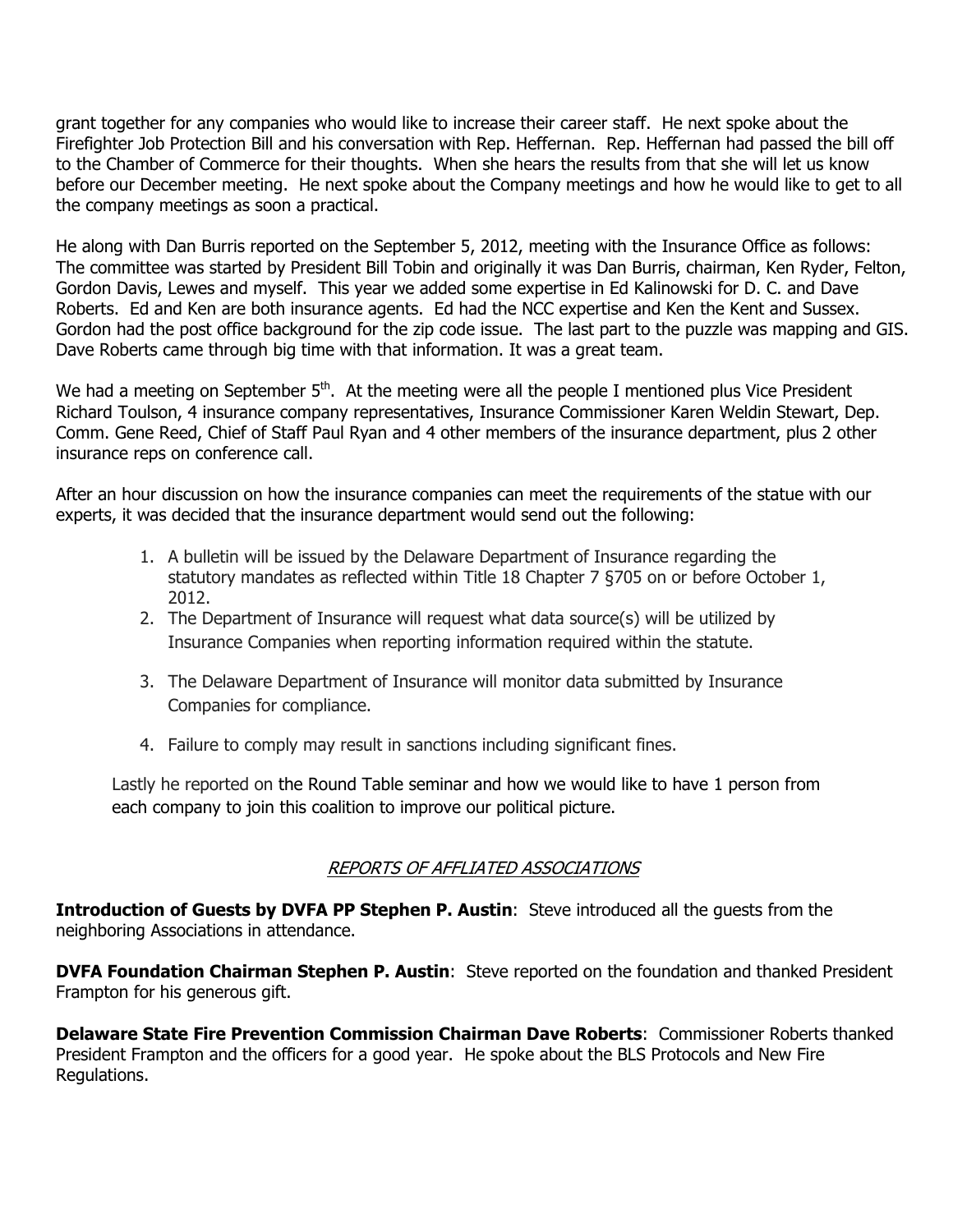grant together for any companies who would like to increase their career staff. He next spoke about the Firefighter Job Protection Bill and his conversation with Rep. Heffernan. Rep. Heffernan had passed the bill off to the Chamber of Commerce for their thoughts. When she hears the results from that she will let us know before our December meeting. He next spoke about the Company meetings and how he would like to get to all the company meetings as soon a practical.

He along with Dan Burris reported on the September 5, 2012, meeting with the Insurance Office as follows: The committee was started by President Bill Tobin and originally it was Dan Burris, chairman, Ken Ryder, Felton, Gordon Davis, Lewes and myself. This year we added some expertise in Ed Kalinowski for D. C. and Dave Roberts. Ed and Ken are both insurance agents. Ed had the NCC expertise and Ken the Kent and Sussex. Gordon had the post office background for the zip code issue. The last part to the puzzle was mapping and GIS. Dave Roberts came through big time with that information. It was a great team.

We had a meeting on September 5th. At the meeting were all the people I mentioned plus Vice President Richard Toulson, 4 insurance company representatives, Insurance Commissioner Karen Weldin Stewart, Dep. Comm. Gene Reed, Chief of Staff Paul Ryan and 4 other members of the insurance department, plus 2 other insurance reps on conference call.

After an hour discussion on how the insurance companies can meet the requirements of the statue with our experts, it was decided that the insurance department would send out the following:

1. A bulletin will be issued by the Delaware Department of Insurance regarding the statutory mandates as reflected within Title 18 Chapter 7 §705 on or before October 1, 2012.
2. The Department of Insurance will request what data source(s) will be utilized by Insurance Companies when reporting information required within the statute.
3. The Delaware Department of Insurance will monitor data submitted by Insurance Companies for compliance.
4. Failure to comply may result in sanctions including significant fines.

Lastly he reported on the Round Table seminar and how we would like to have 1 person from each company to join this coalition to improve our political picture.

## *REPORTS OF AFFLIATED ASSOCIATIONS*

**Introduction of Guests by DVFA PP Stephen P. Austin**: Steve introduced all the guests from the neighboring Associations in attendance.

**DVFA Foundation Chairman Stephen P. Austin**: Steve reported on the foundation and thanked President Frampton for his generous gift.

**Delaware State Fire Prevention Commission Chairman Dave Roberts**: Commissioner Roberts thanked President Frampton and the officers for a good year. He spoke about the BLS Protocols and New Fire Regulations.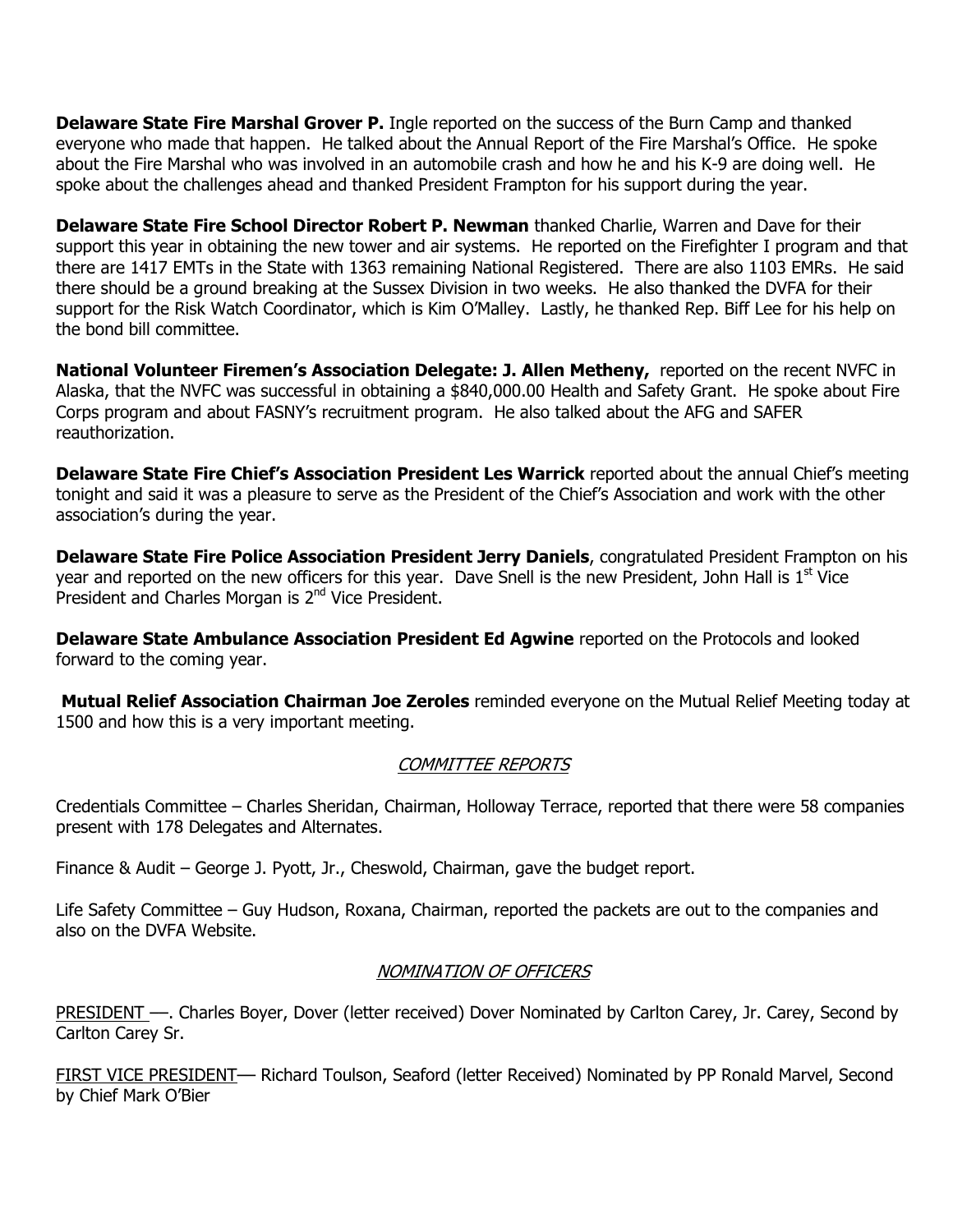**Delaware State Fire Marshal Grover P.** Ingle reported on the success of the Burn Camp and thanked everyone who made that happen. He talked about the Annual Report of the Fire Marshal's Office. He spoke about the Fire Marshal who was involved in an automobile crash and how he and his K-9 are doing well. He spoke about the challenges ahead and thanked President Frampton for his support during the year.

**Delaware State Fire School Director Robert P. Newman** thanked Charlie, Warren and Dave for their support this year in obtaining the new tower and air systems. He reported on the Firefighter I program and that there are 1417 EMTs in the State with 1363 remaining National Registered. There are also 1103 EMRs. He said there should be a ground breaking at the Sussex Division in two weeks. He also thanked the DVFA for their support for the Risk Watch Coordinator, which is Kim O'Malley. Lastly, he thanked Rep. Biff Lee for his help on the bond bill committee.

**National Volunteer Firemen's Association Delegate: J. Allen Metheny,** reported on the recent NVFC in Alaska, that the NVFC was successful in obtaining a $840,000.00 Health and Safety Grant. He spoke about Fire Corps program and about FASNY's recruitment program. He also talked about the AFG and SAFER reauthorization.

**Delaware State Fire Chief's Association President Les Warrick** reported about the annual Chief's meeting tonight and said it was a pleasure to serve as the President of the Chief's Association and work with the other association's during the year.

**Delaware State Fire Police Association President Jerry Daniels**, congratulated President Frampton on his year and reported on the new officers for this year. Dave Snell is the new President, John Hall is 1st Vice President and Charles Morgan is 2nd Vice President.

**Delaware State Ambulance Association President Ed Agwine** reported on the Protocols and looked forward to the coming year.

**Mutual Relief Association Chairman Joe Zeroles** reminded everyone on the Mutual Relief Meeting today at 1500 and how this is a very important meeting.

## COMMITTEE REPORTS

Credentials Committee – Charles Sheridan, Chairman, Holloway Terrace, reported that there were 58 companies present with 178 Delegates and Alternates.

Finance & Audit – George J. Pyott, Jr., Cheswold, Chairman, gave the budget report.

Life Safety Committee – Guy Hudson, Roxana, Chairman, reported the packets are out to the companies and also on the DVFA Website.

## NOMINATION OF OFFICERS

PRESIDENT —. Charles Boyer, Dover (letter received) Dover Nominated by Carlton Carey, Jr. Carey, Second by Carlton Carey Sr.

FIRST VICE PRESIDENT— Richard Toulson, Seaford (letter Received) Nominated by PP Ronald Marvel, Second by Chief Mark O'Bier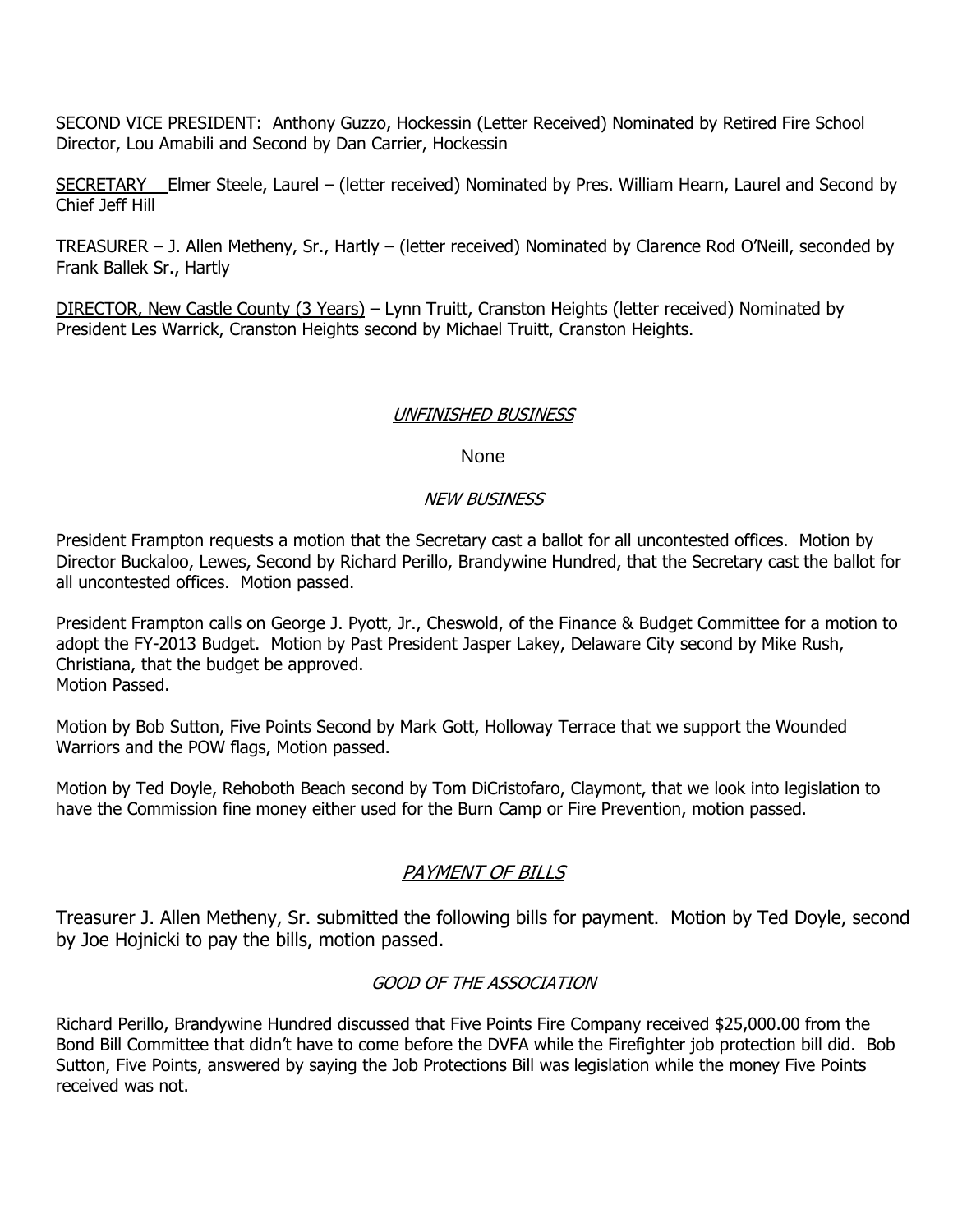SECOND VICE PRESIDENT: Anthony Guzzo, Hockessin (Letter Received) Nominated by Retired Fire School Director, Lou Amabili and Second by Dan Carrier, Hockessin

SECRETARY Elmer Steele, Laurel – (letter received) Nominated by Pres. William Hearn, Laurel and Second by Chief Jeff Hill

TREASURER – J. Allen Metheny, Sr., Hartly – (letter received) Nominated by Clarence Rod O'Neill, seconded by Frank Ballek Sr., Hartly

DIRECTOR, New Castle County (3 Years) – Lynn Truitt, Cranston Heights (letter received) Nominated by President Les Warrick, Cranston Heights second by Michael Truitt, Cranston Heights.

## *UNFINISHED BUSINESS*

None

## *NEW BUSINESS*

President Frampton requests a motion that the Secretary cast a ballot for all uncontested offices. Motion by Director Buckaloo, Lewes, Second by Richard Perillo, Brandywine Hundred, that the Secretary cast the ballot for all uncontested offices. Motion passed.

President Frampton calls on George J. Pyott, Jr., Cheswold, of the Finance & Budget Committee for a motion to adopt the FY-2013 Budget. Motion by Past President Jasper Lakey, Delaware City second by Mike Rush, Christiana, that the budget be approved.
Motion Passed.

Motion by Bob Sutton, Five Points Second by Mark Gott, Holloway Terrace that we support the Wounded Warriors and the POW flags, Motion passed.

Motion by Ted Doyle, Rehoboth Beach second by Tom DiCristofaro, Claymont, that we look into legislation to have the Commission fine money either used for the Burn Camp or Fire Prevention, motion passed.

## *PAYMENT OF BILLS*

Treasurer J. Allen Metheny, Sr. submitted the following bills for payment. Motion by Ted Doyle, second by Joe Hojnicki to pay the bills, motion passed.

## *GOOD OF THE ASSOCIATION*

Richard Perillo, Brandywine Hundred discussed that Five Points Fire Company received $25,000.00 from the Bond Bill Committee that didn't have to come before the DVFA while the Firefighter job protection bill did. Bob Sutton, Five Points, answered by saying the Job Protections Bill was legislation while the money Five Points received was not.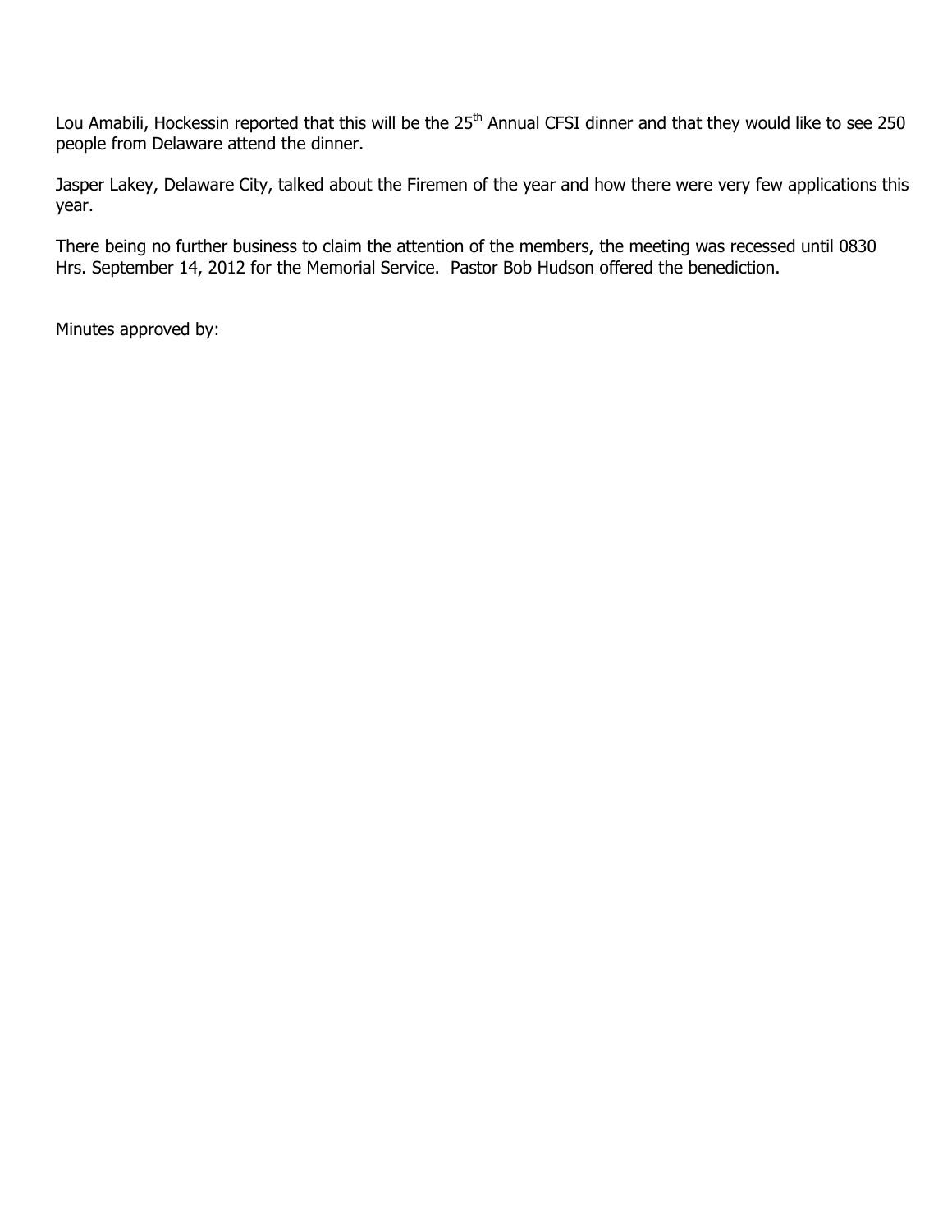Lou Amabili, Hockessin reported that this will be the 25th Annual CFSI dinner and that they would like to see 250 people from Delaware attend the dinner.

Jasper Lakey, Delaware City, talked about the Firemen of the year and how there were very few applications this year.

There being no further business to claim the attention of the members, the meeting was recessed until 0830 Hrs. September 14, 2012 for the Memorial Service. Pastor Bob Hudson offered the benediction.

Minutes approved by: